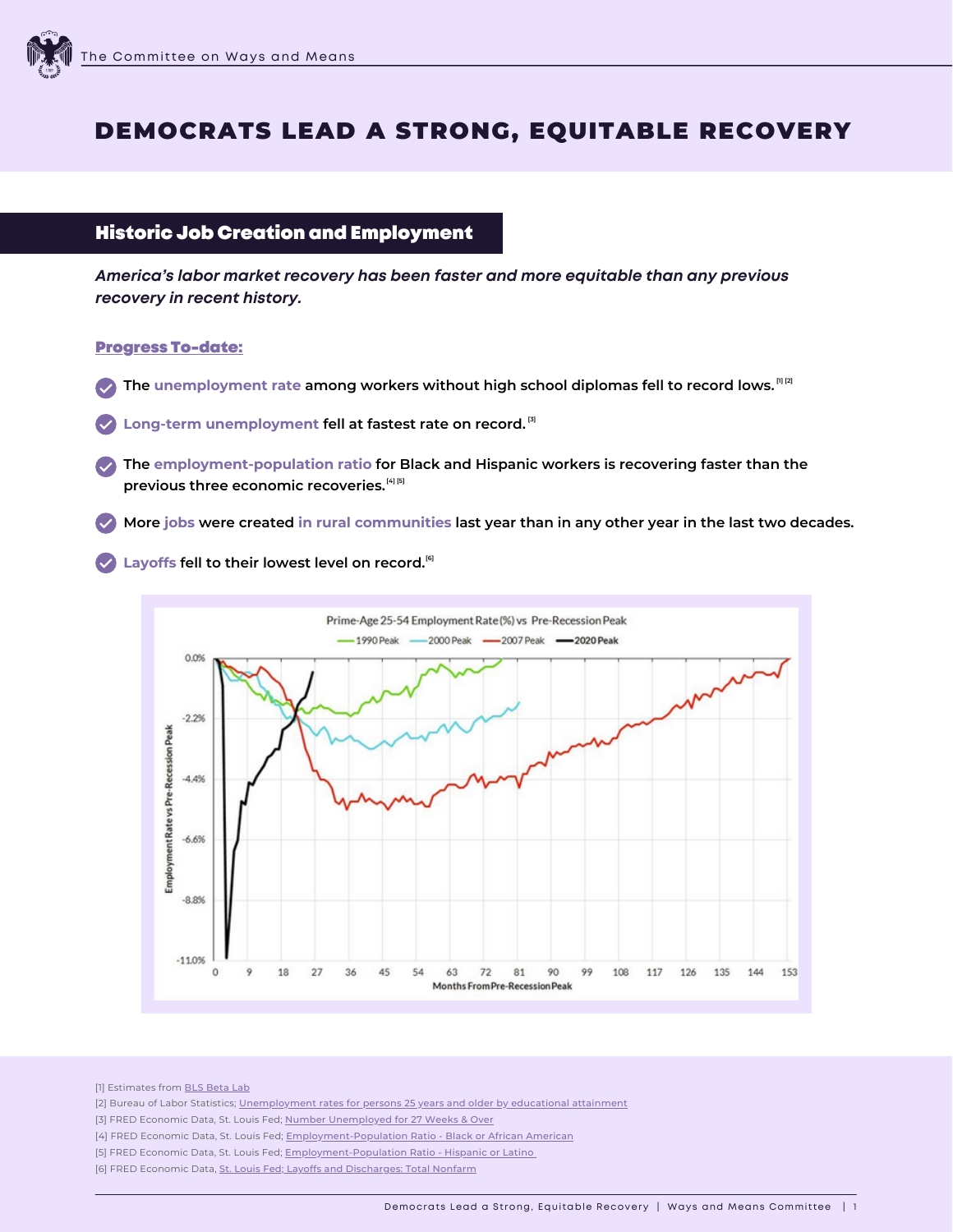# DEMOCRATS LEAD A STRONG, EQUITABLE RECOVERY

## Historic Job Creation and Employment

***America's labor market recovery has been faster and more equitable than any previous recovery in recent history.***

**Progress To-date:**

- The **unemployment rate** among workers without high school diplomas fell to record lows.[1] [2]
- **Long-term unemployment** fell at fastest rate on record.[3]
- The **employment-population ratio** for Black and Hispanic workers is recovering faster than the previous three economic recoveries.[4] [5]
- More **jobs** were created **in rural communities** last year than in any other year in the last two decades.
- **Layoffs** fell to their lowest level on record.[6]

Prime-Age 25-54 Employment Rate (%) vs Pre-Recession Peak

[1] Estimates from BLS Beta Lab
[2] Bureau of Labor Statistics; Unemployment rates for persons 25 years and older by educational attainment
[3] FRED Economic Data, St. Louis Fed; Number Unemployed for 27 Weeks & Over
[4] FRED Economic Data, St. Louis Fed; Employment-Population Ratio - Black or African American
[5] FRED Economic Data, St. Louis Fed; Employment-Population Ratio - Hispanic or Latino
[6] FRED Economic Data, St. Louis Fed; Layoffs and Discharges: Total Nonfarm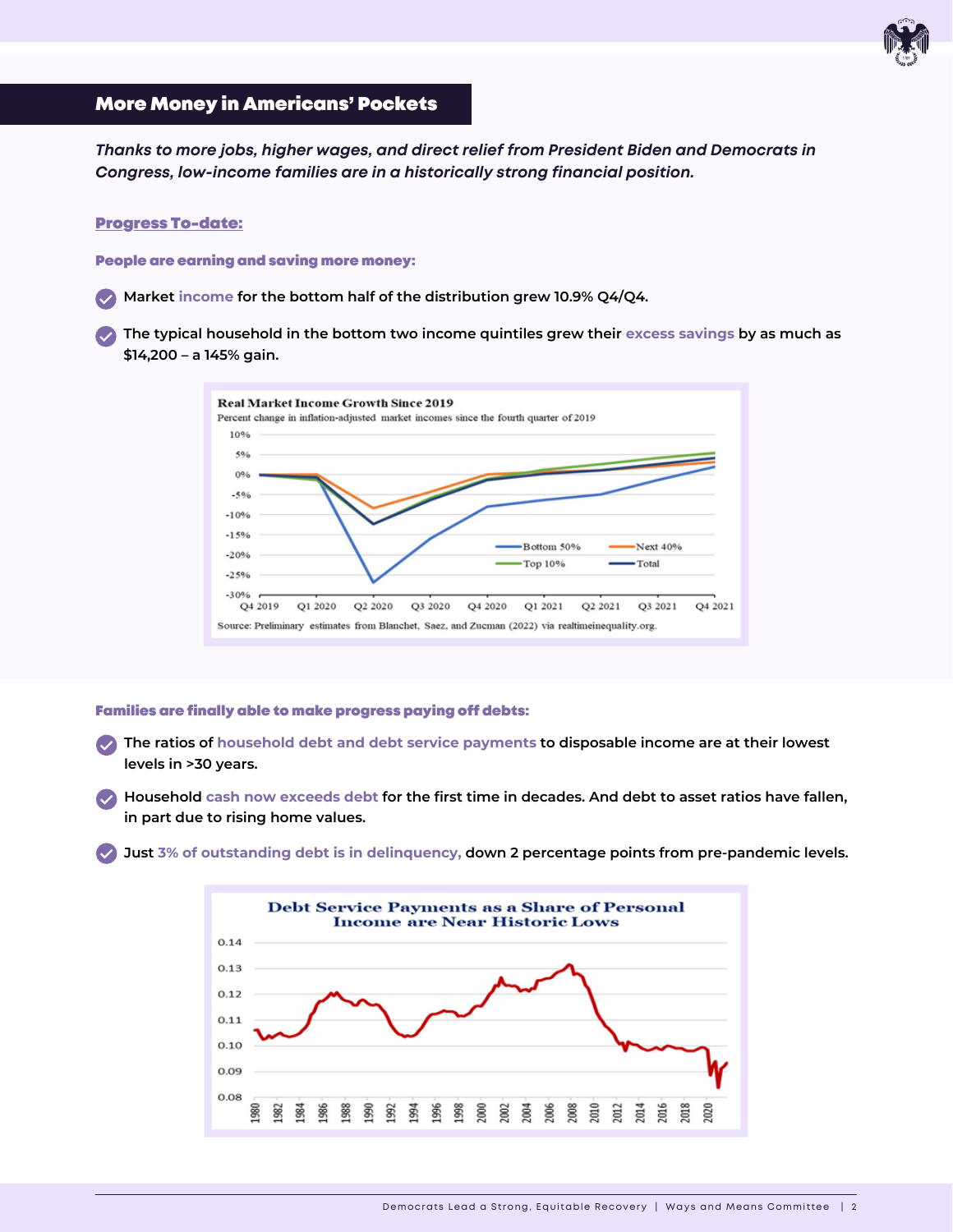## More Money in Americans' Pockets

***Thanks to more jobs, higher wages, and direct relief from President Biden and Democrats in Congress, low-income families are in a historically strong financial position.***

### Progress To-date:

**People are earning and saving more money:**

- Market income for the bottom half of the distribution grew 10.9% Q4/Q4.
- The typical household in the bottom two income quintiles grew their excess savings by as much as $14,200 – a 145% gain.

**Real Market Income Growth Since 2019**

Percent change in inflation-adjusted market incomes since the fourth quarter of 2019

Source: Preliminary estimates from Blanchet, Saez, and Zucman (2022) via realtimeinequality.org.

**Families are finally able to make progress paying off debts:**

- The ratios of household debt and debt service payments to disposable income are at their lowest levels in >30 years.
- Household cash now exceeds debt for the first time in decades. And debt to asset ratios have fallen, in part due to rising home values.
- Just 3% of outstanding debt is in delinquency, down 2 percentage points from pre-pandemic levels.

**Debt Service Payments as a Share of Personal Income are Near Historic Lows**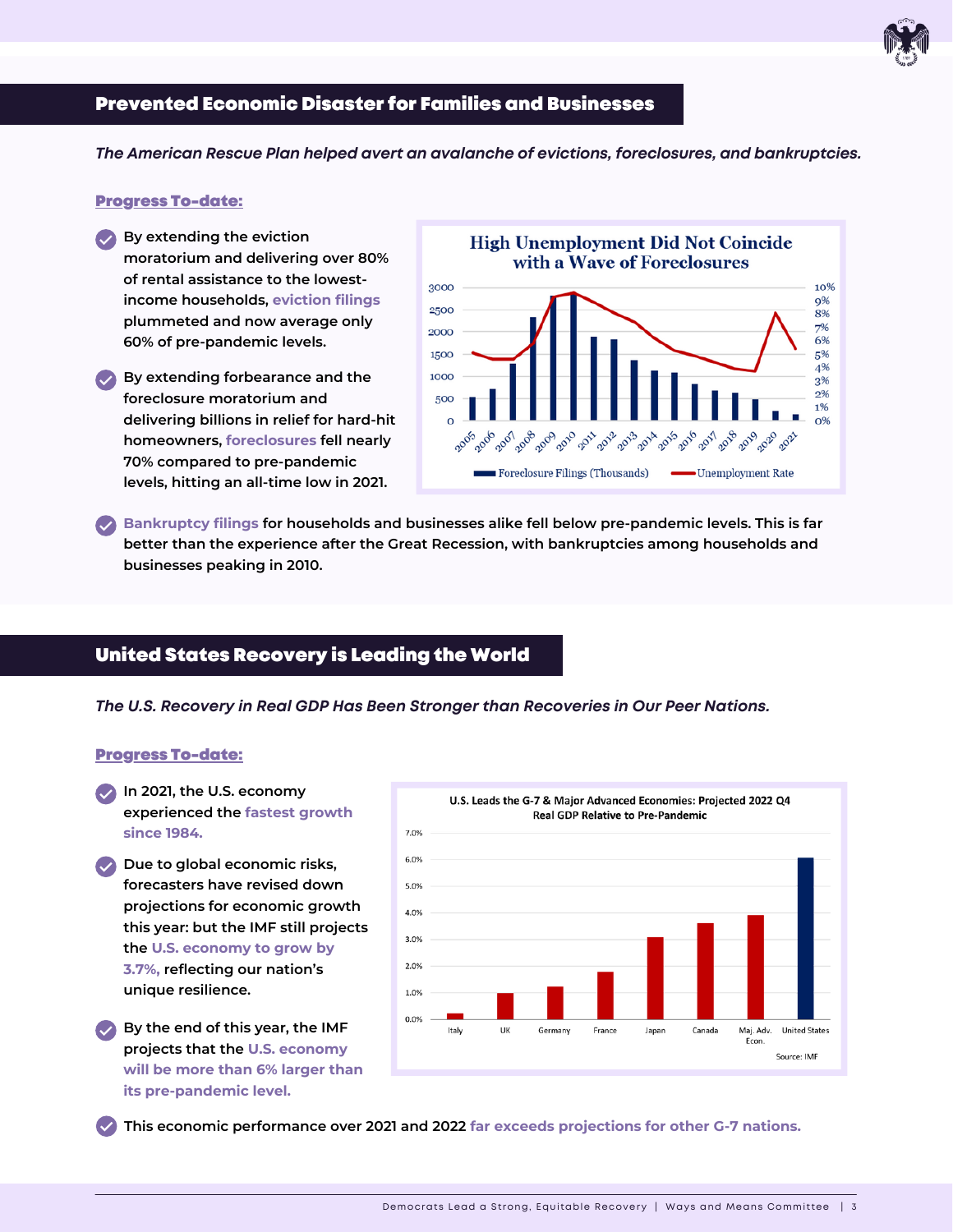## Prevented Economic Disaster for Families and Businesses

*The American Rescue Plan helped avert an avalanche of evictions, foreclosures, and bankruptcies.*

**Progress To-date:**

- By extending the eviction moratorium and delivering over 80% of rental assistance to the lowest-income households, eviction filings plummeted and now average only 60% of pre-pandemic levels.
- By extending forbearance and the foreclosure moratorium and delivering billions in relief for hard-hit homeowners, foreclosures fell nearly 70% compared to pre-pandemic levels, hitting an all-time low in 2021.

High Unemployment Did Not Coincide with a Wave of Foreclosures

3000
2500
2000
1500
1000
500
0

10%
9%
8%
7%
6%
5%
4%
3%
2%
1%
0%

2005 2006 2007 2008 2009 2010 2011 2012 2013 2014 2015 2016 2017 2018 2019 2020 2021

Foreclosure Filings (Thousands)
Unemployment Rate

- Bankruptcy filings for households and businesses alike fell below pre-pandemic levels. This is far better than the experience after the Great Recession, with bankruptcies among households and businesses peaking in 2010.

## United States Recovery is Leading the World

*The U.S. Recovery in Real GDP Has Been Stronger than Recoveries in Our Peer Nations.*

**Progress To-date:**

- In 2021, the U.S. economy experienced the fastest growth since 1984.
- Due to global economic risks, forecasters have revised down projections for economic growth this year: but the IMF still projects the U.S. economy to grow by 3.7%, reflecting our nation's unique resilience.
- By the end of this year, the IMF projects that the U.S. economy will be more than 6% larger than its pre-pandemic level.

U.S. Leads the G-7 & Major Advanced Economies: Projected 2022 Q4 Real GDP Relative to Pre-Pandemic

7.0%
6.0%
5.0%
4.0%
3.0%
2.0%
1.0%
0.0%

Italy
UK
Germany
France
Japan
Canada
Maj. Adv. Econ.
United States

Source: IMF

- This economic performance over 2021 and 2022 far exceeds projections for other G-7 nations.